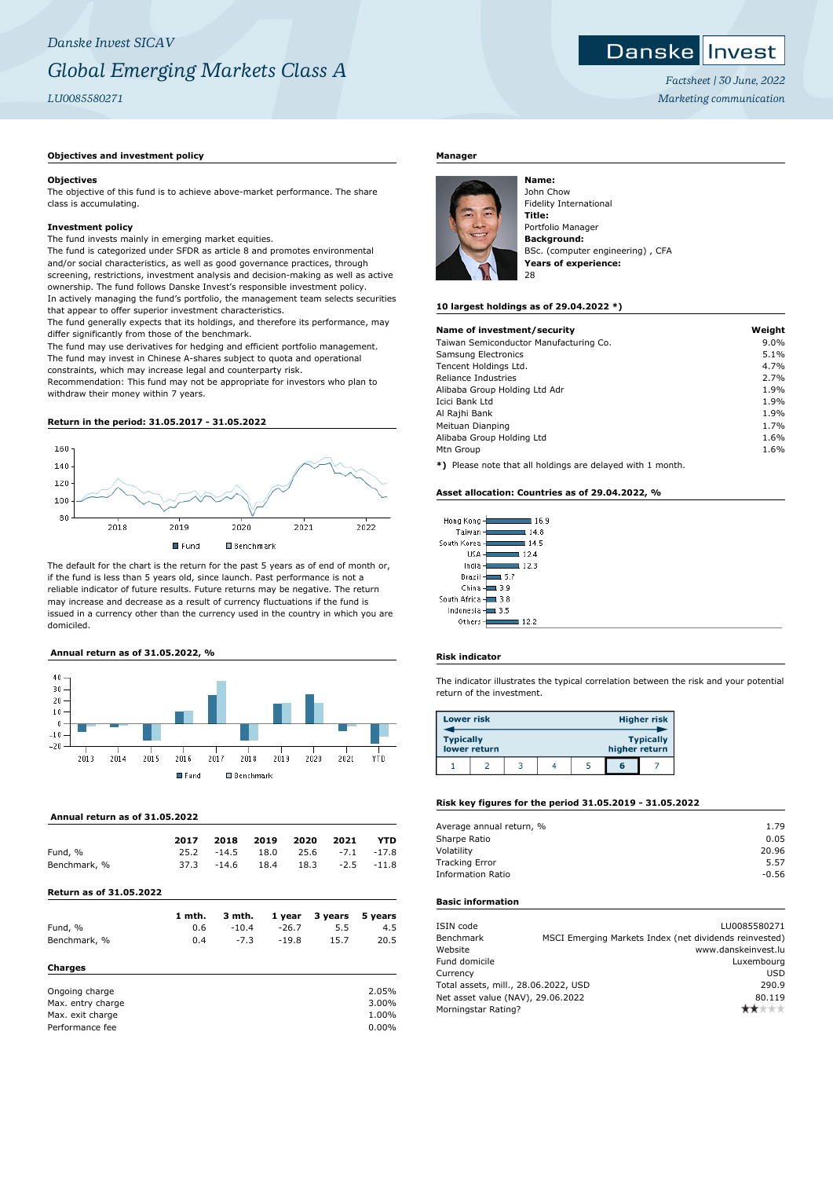*Danske Invest SICAV*

# *Global Emerging Markets Class A*

*LU0085580271*

Danske Invest

*Factsheet | 30 June, 2022*
*Marketing communication*

## Objectives and investment policy

### Objectives

The objective of this fund is to achieve above-market performance. The share class is accumulating.

### Investment policy

The fund invests mainly in emerging market equities.
The fund is categorized under SFDR as article 8 and promotes environmental and/or social characteristics, as well as good governance practices, through screening, restrictions, investment analysis and decision-making as well as active ownership. The fund follows Danske Invest's responsible investment policy.
In actively managing the fund's portfolio, the management team selects securities that appear to offer superior investment characteristics.
The fund generally expects that its holdings, and therefore its performance, may differ significantly from those of the benchmark.
The fund may use derivatives for hedging and efficient portfolio management.
The fund may invest in Chinese A-shares subject to quota and operational constraints, which may increase legal and counterparty risk.
Recommendation: This fund may not be appropriate for investors who plan to withdraw their money within 7 years.

## Return in the period: 31.05.2017 - 31.05.2022

The default for the chart is the return for the past 5 years as of end of month or, if the fund is less than 5 years old, since launch. Past performance is not a reliable indicator of future results. Future returns may be negative. The return may increase and decrease as a result of currency fluctuations if the fund is issued in a currency other than the currency used in the country in which you are domiciled.

## Annual return as of 31.05.2022, %

## Annual return as of 31.05.2022

| | 2017 | 2018 | 2019 | 2020 | 2021 | YTD |
|---|---|---|---|---|---|---|
| Fund, % | 25.2 | -14.5 | 18.0 | 25.6 | -7.1 | -17.8 |
| Benchmark, % | 37.3 | -14.6 | 18.4 | 18.3 | -2.5 | -11.8 |

## Return as of 31.05.2022

| | 1 mth. | 3 mth. | 1 year | 3 years | 5 years |
|---|---|---|---|---|---|
| Fund, % | 0.6 | -10.4 | -26.7 | 5.5 | 4.5 |
| Benchmark, % | 0.4 | -7.3 | -19.8 | 15.7 | 20.5 |

## Charges

| | |
|---|---|
| Ongoing charge | 2.05% |
| Max. entry charge | 3.00% |
| Max. exit charge | 1.00% |
| Performance fee | 0.00% |

## Manager

**Name:**
John Chow
Fidelity International
**Title:**
Portfolio Manager
**Background:**
BSc. (computer engineering) , CFA
**Years of experience:**
28

## 10 largest holdings as of 29.04.2022 *)

| Name of investment/security | Weight |
|---|---|
| Taiwan Semiconductor Manufacturing Co. | 9.0% |
| Samsung Electronics | 5.1% |
| Tencent Holdings Ltd. | 4.7% |
| Reliance Industries | 2.7% |
| Alibaba Group Holding Ltd Adr | 1.9% |
| Icici Bank Ltd | 1.9% |
| Al Rajhi Bank | 1.9% |
| Meituan Dianping | 1.7% |
| Alibaba Group Holding Ltd | 1.6% |
| Mtn Group | 1.6% |

**\*)** Please note that all holdings are delayed with 1 month.

## Asset allocation: Countries as of 29.04.2022, %

| Country | % |
|---|---|
| Hong Kong | 16.9 |
| Taiwan | 14.8 |
| South Korea | 14.5 |
| USA | 12.4 |
| India | 12.3 |
| Brazil | 5.7 |
| China | 3.9 |
| South Africa | 3.8 |
| Indonesia | 3.5 |
| Others | 12.2 |

## Risk indicator

The indicator illustrates the typical correlation between the risk and your potential return of the investment.

| Lower risk | | | | | | Higher risk |
|---|---|---|---|---|---|---|
| Typically lower return | | | | | | Typically higher return |
| 1 | 2 | 3 | 4 | 5 | **6** | 7 |

## Risk key figures for the period 31.05.2019 - 31.05.2022

| | |
|---|---|
| Average annual return, % | 1.79 |
| Sharpe Ratio | 0.05 |
| Volatility | 20.96 |
| Tracking Error | 5.57 |
| Information Ratio | -0.56 |

## Basic information

| | |
|---|---|
| ISIN code | LU0085580271 |
| Benchmark | MSCI Emerging Markets Index (net dividends reinvested) |
| Website | www.danskeinvest.lu |
| Fund domicile | Luxembourg |
| Currency | USD |
| Total assets, mill., 28.06.2022, USD | 290.9 |
| Net asset value (NAV), 29.06.2022 | 80.119 |
| Morningstar Rating? | ★★ |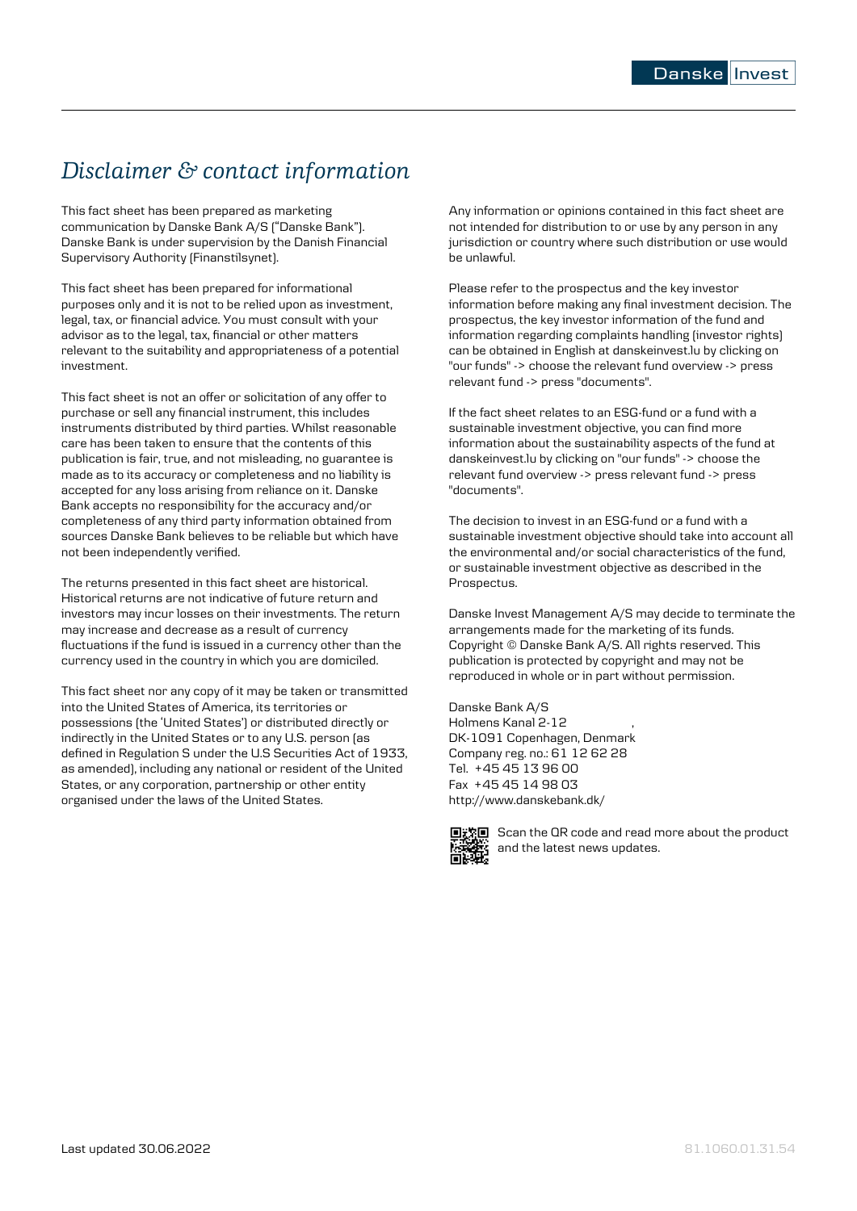# *Disclaimer & contact information*

This fact sheet has been prepared as marketing communication by Danske Bank A/S ("Danske Bank"). Danske Bank is under supervision by the Danish Financial Supervisory Authority (Finanstilsynet).

This fact sheet has been prepared for informational purposes only and it is not to be relied upon as investment, legal, tax, or financial advice. You must consult with your advisor as to the legal, tax, financial or other matters relevant to the suitability and appropriateness of a potential investment.

This fact sheet is not an offer or solicitation of any offer to purchase or sell any financial instrument, this includes instruments distributed by third parties. Whilst reasonable care has been taken to ensure that the contents of this publication is fair, true, and not misleading, no guarantee is made as to its accuracy or completeness and no liability is accepted for any loss arising from reliance on it. Danske Bank accepts no responsibility for the accuracy and/or completeness of any third party information obtained from sources Danske Bank believes to be reliable but which have not been independently verified.

The returns presented in this fact sheet are historical. Historical returns are not indicative of future return and investors may incur losses on their investments. The return may increase and decrease as a result of currency fluctuations if the fund is issued in a currency other than the currency used in the country in which you are domiciled.

This fact sheet nor any copy of it may be taken or transmitted into the United States of America, its territories or possessions (the 'United States') or distributed directly or indirectly in the United States or to any U.S. person (as defined in Regulation S under the U.S Securities Act of 1933, as amended), including any national or resident of the United States, or any corporation, partnership or other entity organised under the laws of the United States.

Any information or opinions contained in this fact sheet are not intended for distribution to or use by any person in any jurisdiction or country where such distribution or use would be unlawful.

Please refer to the prospectus and the key investor information before making any final investment decision. The prospectus, the key investor information of the fund and information regarding complaints handling (investor rights) can be obtained in English at danskeinvest.lu by clicking on "our funds" -> choose the relevant fund overview -> press relevant fund -> press "documents".

If the fact sheet relates to an ESG-fund or a fund with a sustainable investment objective, you can find more information about the sustainability aspects of the fund at danskeinvest.lu by clicking on "our funds" -> choose the relevant fund overview -> press relevant fund -> press "documents".

The decision to invest in an ESG-fund or a fund with a sustainable investment objective should take into account all the environmental and/or social characteristics of the fund, or sustainable investment objective as described in the Prospectus.

Danske Invest Management A/S may decide to terminate the arrangements made for the marketing of its funds. Copyright © Danske Bank A/S. All rights reserved. This publication is protected by copyright and may not be reproduced in whole or in part without permission.

Danske Bank A/S
Holmens Kanal 2-12
DK-1091 Copenhagen, Denmark
Company reg. no.: 61 12 62 28
Tel. +45 45 13 96 00
Fax +45 45 14 98 03
http://www.danskebank.dk/

Scan the QR code and read more about the product and the latest news updates.

Last updated 30.06.2022

81.1060.01.31.54